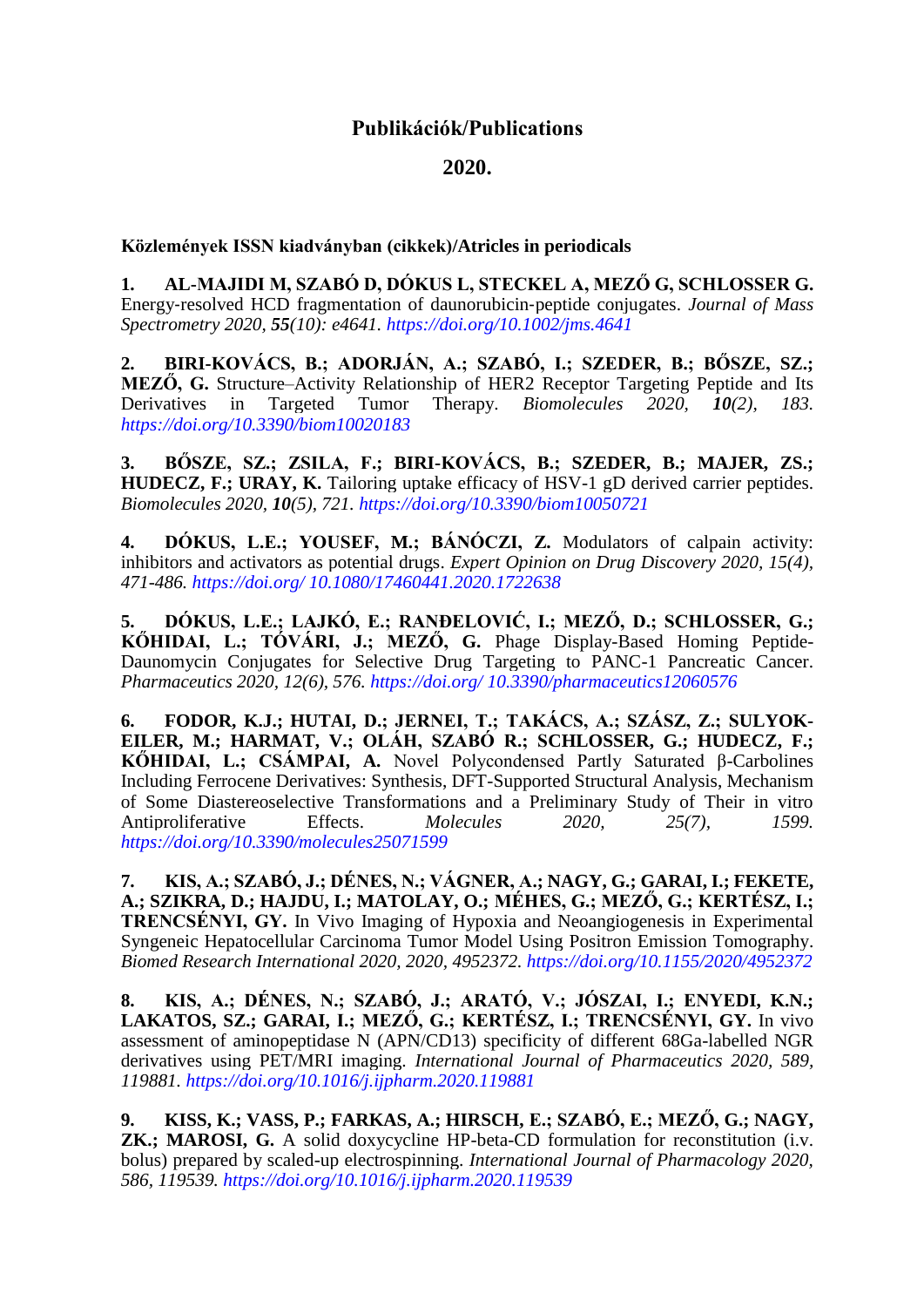# Publikációk/Publications

## 2020.

### Közlemények ISSN kiadványban (cikkek)/Atricles in periodicals

**1. AL-MAJIDI M, SZABÓ D, DÓKUS L, STECKEL A, MEZŐ G, SCHLOSSER G.** Energy-resolved HCD fragmentation of daunorubicin-peptide conjugates. *Journal of Mass Spectrometry 2020, **55**(10): e4641. https://doi.org/10.1002/jms.4641*

**2. BIRI-KOVÁCS, B.; ADORJÁN, A.; SZABÓ, I.; SZEDER, B.; BŐSZE, SZ.; MEZŐ, G.** Structure–Activity Relationship of HER2 Receptor Targeting Peptide and Its Derivatives in Targeted Tumor Therapy. *Biomolecules 2020, **10**(2), 183. https://doi.org/10.3390/biom10020183*

**3. BŐSZE, SZ.; ZSILA, F.; BIRI-KOVÁCS, B.; SZEDER, B.; MAJER, ZS.; HUDECZ, F.; URAY, K.** Tailoring uptake efficacy of HSV-1 gD derived carrier peptides. *Biomolecules 2020, **10**(5), 721. https://doi.org/10.3390/biom10050721*

**4. DÓKUS, L.E.; YOUSEF, M.; BÁNÓCZI, Z.** Modulators of calpain activity: inhibitors and activators as potential drugs. *Expert Opinion on Drug Discovery 2020, 15(4), 471-486. https://doi.org/ 10.1080/17460441.2020.1722638*

**5. DÓKUS, L.E.; LAJKÓ, E.; RANĐELOVIĆ, I.; MEZŐ, D.; SCHLOSSER, G.; KŐHIDAI, L.; TÓVÁRI, J.; MEZŐ, G.** Phage Display-Based Homing Peptide-Daunomycin Conjugates for Selective Drug Targeting to PANC-1 Pancreatic Cancer. *Pharmaceutics 2020, 12(6), 576. https://doi.org/ 10.3390/pharmaceutics12060576*

**6. FODOR, K.J.; HUTAI, D.; JERNEI, T.; TAKÁCS, A.; SZÁSZ, Z.; SULYOK-EILER, M.; HARMAT, V.; OLÁH, SZABÓ R.; SCHLOSSER, G.; HUDECZ, F.; KŐHIDAI, L.; CSÁMPAI, A.** Novel Polycondensed Partly Saturated β-Carbolines Including Ferrocene Derivatives: Synthesis, DFT-Supported Structural Analysis, Mechanism of Some Diastereoselective Transformations and a Preliminary Study of Their in vitro Antiproliferative Effects. *Molecules 2020, 25(7), 1599. https://doi.org/10.3390/molecules25071599*

**7. KIS, A.; SZABÓ, J.; DÉNES, N.; VÁGNER, A.; NAGY, G.; GARAI, I.; FEKETE, A.; SZIKRA, D.; HAJDU, I.; MATOLAY, O.; MÉHES, G.; MEZŐ, G.; KERTÉSZ, I.; TRENCSÉNYI, GY.** In Vivo Imaging of Hypoxia and Neoangiogenesis in Experimental Syngeneic Hepatocellular Carcinoma Tumor Model Using Positron Emission Tomography. *Biomed Research International 2020, 2020, 4952372. https://doi.org/10.1155/2020/4952372*

**8. KIS, A.; DÉNES, N.; SZABÓ, J.; ARATÓ, V.; JÓSZAI, I.; ENYEDI, K.N.; LAKATOS, SZ.; GARAI, I.; MEZŐ, G.; KERTÉSZ, I.; TRENCSÉNYI, GY.** In vivo assessment of aminopeptidase N (APN/CD13) specificity of different 68Ga-labelled NGR derivatives using PET/MRI imaging. *International Journal of Pharmaceutics 2020, 589, 119881. https://doi.org/10.1016/j.ijpharm.2020.119881*

**9. KISS, K.; VASS, P.; FARKAS, A.; HIRSCH, E.; SZABÓ, E.; MEZŐ, G.; NAGY, ZK.; MAROSI, G.** A solid doxycycline HP-beta-CD formulation for reconstitution (i.v. bolus) prepared by scaled-up electrospinning. *International Journal of Pharmacology 2020, 586, 119539. https://doi.org/10.1016/j.ijpharm.2020.119539*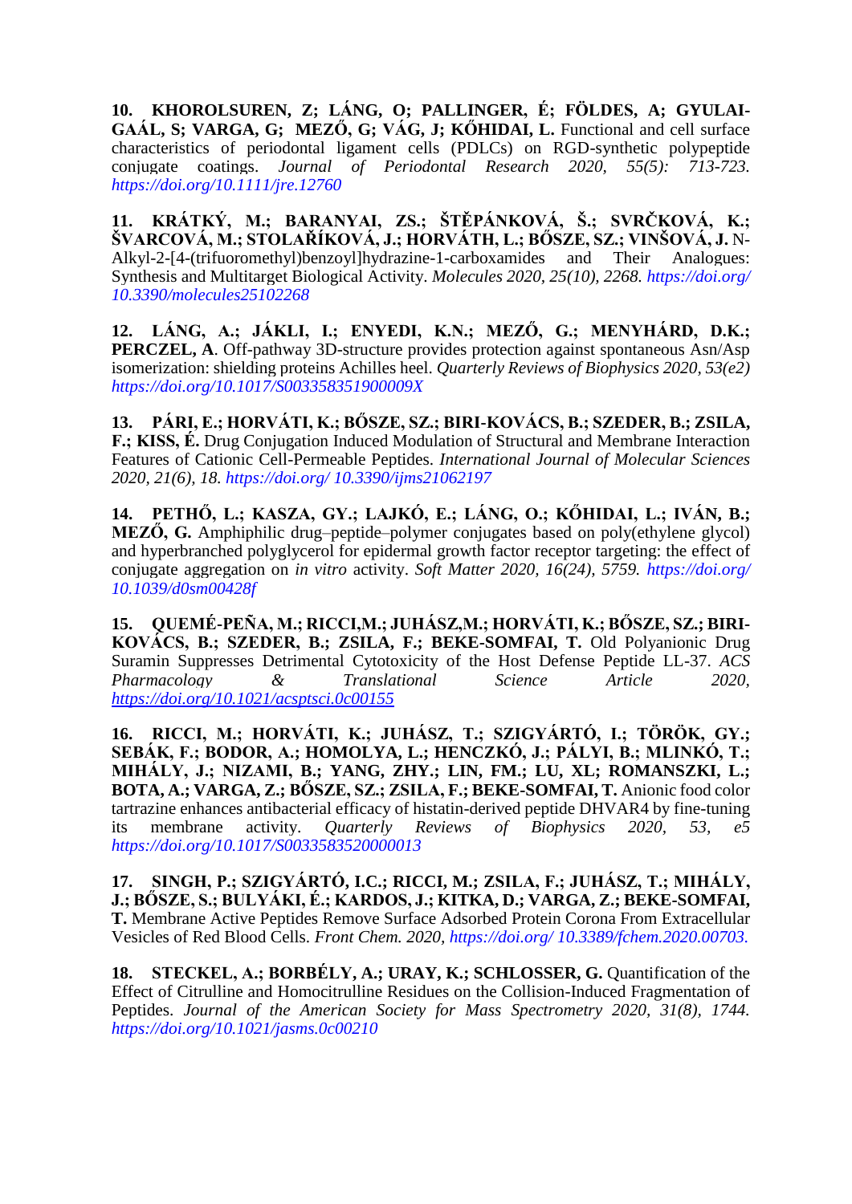**10. KHOROLSUREN, Z; LÁNG, O; PALLINGER, É; FÖLDES, A; GYULAI-GAÁL, S; VARGA, G; MEZŐ, G; VÁG, J; KŐHIDAI, L.** Functional and cell surface characteristics of periodontal ligament cells (PDLCs) on RGD-synthetic polypeptide conjugate coatings. *Journal of Periodontal Research 2020, 55(5): 713-723.* https://doi.org/10.1111/jre.12760

**11. KRÁTKÝ, M.; BARANYAI, ZS.; ŠTĚPÁNKOVÁ, Š.; SVRČKOVÁ, K.; ŠVARCOVÁ, M.; STOLAŘÍKOVÁ, J.; HORVÁTH, L.; BŐSZE, SZ.; VINŠOVÁ, J.** N-Alkyl-2-[4-(trifuoromethyl)benzoyl]hydrazine-1-carboxamides and Their Analogues: Synthesis and Multitarget Biological Activity. *Molecules 2020, 25(10), 2268.* https://doi.org/10.3390/molecules25102268

**12. LÁNG, A.; JÁKLI, I.; ENYEDI, K.N.; MEZŐ, G.; MENYHÁRD, D.K.; PERCZEL, A**. Off-pathway 3D-structure provides protection against spontaneous Asn/Asp isomerization: shielding proteins Achilles heel. *Quarterly Reviews of Biophysics 2020, 53(e2)* https://doi.org/10.1017/S003358351900009X

**13. PÁRI, E.; HORVÁTI, K.; BŐSZE, SZ.; BIRI-KOVÁCS, B.; SZEDER, B.; ZSILA, F.; KISS, É.** Drug Conjugation Induced Modulation of Structural and Membrane Interaction Features of Cationic Cell-Permeable Peptides. *International Journal of Molecular Sciences 2020, 21(6), 18.* https://doi.org/ 10.3390/ijms21062197

**14. PETHŐ, L.; KASZA, GY.; LAJKÓ, E.; LÁNG, O.; KŐHIDAI, L.; IVÁN, B.; MEZŐ, G.** Amphiphilic drug–peptide–polymer conjugates based on poly(ethylene glycol) and hyperbranched polyglycerol for epidermal growth factor receptor targeting: the effect of conjugate aggregation on *in vitro* activity. *Soft Matter 2020, 16(24), 5759.* https://doi.org/10.1039/d0sm00428f

**15. QUEMÉ-PEÑA, M.; RICCI,M.; JUHÁSZ,M.; HORVÁTI, K.; BŐSZE, SZ.; BIRI-KOVÁCS, B.; SZEDER, B.; ZSILA, F.; BEKE-SOMFAI, T.** Old Polyanionic Drug Suramin Suppresses Detrimental Cytotoxicity of the Host Defense Peptide LL-37. *ACS Pharmacology & Translational Science Article 2020,* https://doi.org/10.1021/acsptsci.0c00155

**16. RICCI, M.; HORVÁTI, K.; JUHÁSZ, T.; SZIGYÁRTÓ, I.; TÖRÖK, GY.; SEBÁK, F.; BODOR, A.; HOMOLYA, L.; HENCZKÓ, J.; PÁLYI, B.; MLINKÓ, T.; MIHÁLY, J.; NIZAMI, B.; YANG, ZHY.; LIN, FM.; LU, XL; ROMANSZKI, L.; BOTA, A.; VARGA, Z.; BŐSZE, SZ.; ZSILA, F.; BEKE-SOMFAI, T.** Anionic food color tartrazine enhances antibacterial efficacy of histatin-derived peptide DHVAR4 by fine-tuning its membrane activity. *Quarterly Reviews of Biophysics 2020, 53, e5* https://doi.org/10.1017/S0033583520000013

**17. SINGH, P.; SZIGYÁRTÓ, I.C.; RICCI, M.; ZSILA, F.; JUHÁSZ, T.; MIHÁLY, J.; BŐSZE, S.; BULYÁKI, É.; KARDOS, J.; KITKA, D.; VARGA, Z.; BEKE-SOMFAI, T.** Membrane Active Peptides Remove Surface Adsorbed Protein Corona From Extracellular Vesicles of Red Blood Cells. *Front Chem. 2020,* https://doi.org/ 10.3389/fchem.2020.00703.

**18. STECKEL, A.; BORBÉLY, A.; URAY, K.; SCHLOSSER, G.** Quantification of the Effect of Citrulline and Homocitrulline Residues on the Collision-Induced Fragmentation of Peptides. *Journal of the American Society for Mass Spectrometry 2020, 31(8), 1744.* https://doi.org/10.1021/jasms.0c00210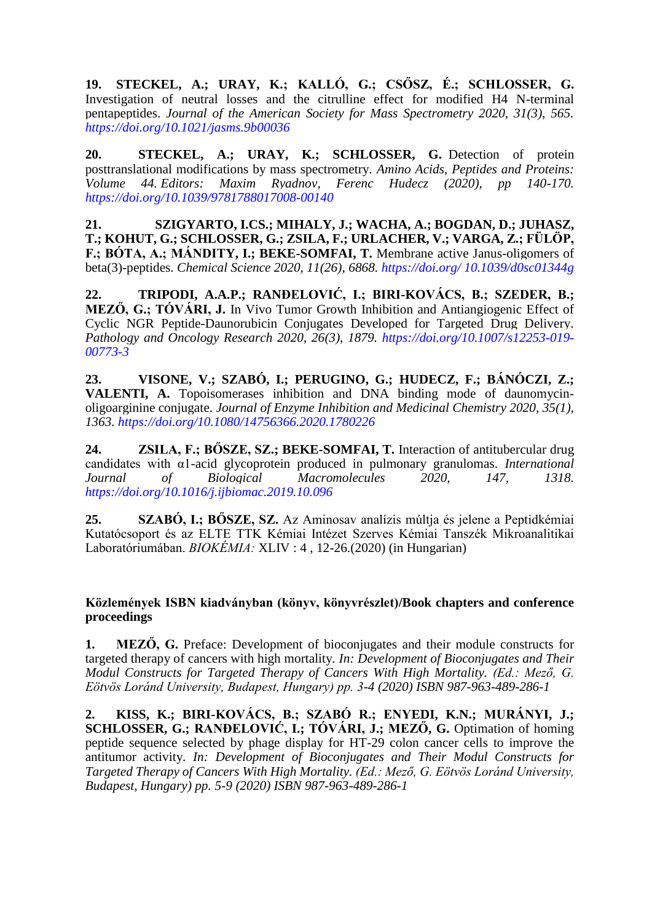**19. STECKEL, A.; URAY, K.; KALLÓ, G.; CSŐSZ, É.; SCHLOSSER, G.** Investigation of neutral losses and the citrulline effect for modified H4 N-terminal pentapeptides. *Journal of the American Society for Mass Spectrometry 2020, 31(3), 565. https://doi.org/10.1021/jasms.9b00036*

**20. STECKEL, A.; URAY, K.; SCHLOSSER, G.** Detection of protein posttranslational modifications by mass spectrometry. *Amino Acids, Peptides and Proteins: Volume 44. Editors: Maxim Ryadnov, Ferenc Hudecz (2020), pp 140-170. https://doi.org/10.1039/9781788017008-00140*

**21. SZIGYARTO, I.CS.; MIHALY, J.; WACHA, A.; BOGDAN, D.; JUHASZ, T.; KOHUT, G.; SCHLOSSER, G.; ZSILA, F.; URLACHER, V.; VARGA, Z.; FÜLÖP, F.; BÓTA, A.; MÁNDITY, I.; BEKE-SOMFAI, T.** Membrane active Janus-oligomers of beta(3)-peptides. *Chemical Science 2020, 11(26), 6868.* https://doi.org/ 10.1039/d0sc01344g

**22. TRIPODI, A.A.P.; RANĐELOVIĆ, I.; BIRI-KOVÁCS, B.; SZEDER, B.; MEZŐ, G.; TÓVÁRI, J.** In Vivo Tumor Growth Inhibition and Antiangiogenic Effect of Cyclic NGR Peptide-Daunorubicin Conjugates Developed for Targeted Drug Delivery. *Pathology and Oncology Research 2020, 26(3), 1879.* https://doi.org/10.1007/s12253-019-00773-3

**23. VISONE, V.; SZABÓ, I.; PERUGINO, G.; HUDECZ, F.; BÁNÓCZI, Z.; VALENTI, A.** Topoisomerases inhibition and DNA binding mode of daunomycin-oligoarginine conjugate. *Journal of Enzyme Inhibition and Medicinal Chemistry 2020, 35(1), 1363.* https://doi.org/10.1080/14756366.2020.1780226

**24. ZSILA, F.; BŐSZE, SZ.; BEKE-SOMFAI, T.** Interaction of antitubercular drug candidates with α1-acid glycoprotein produced in pulmonary granulomas. *International Journal of Biological Macromolecules 2020, 147, 1318.* https://doi.org/10.1016/j.ijbiomac.2019.10.096

**25. SZABÓ, I.; BŐSZE, SZ.** Az Aminosav analízis múltja és jelene a Peptidkémiai Kutatócsoport és az ELTE TTK Kémiai Intézet Szerves Kémiai Tanszék Mikroanalitikai Laboratóriumában. *BIOKÉMIA:* XLIV : 4 , 12-26.(2020) (in Hungarian)

**Közlemények ISBN kiadványban (könyv, könyvrészlet)/Book chapters and conference proceedings**

**1. MEZŐ, G.** Preface: Development of bioconjugates and their module constructs for targeted therapy of cancers with high mortality. *In: Development of Bioconjugates and Their Modul Constructs for Targeted Therapy of Cancers With High Mortality. (Ed.: Mező, G. Eötvös Loránd University, Budapest, Hungary) pp. 3-4 (2020) ISBN 987-963-489-286-1*

**2. KISS, K.; BIRI-KOVÁCS, B.; SZABÓ R.; ENYEDI, K.N.; MURÁNYI, J.; SCHLOSSER, G.; RANĐELOVIĆ, I.; TÓVÁRI, J.; MEZŐ, G.** Optimation of homing peptide sequence selected by phage display for HT-29 colon cancer cells to improve the antitumor activity. *In: Development of Bioconjugates and Their Modul Constructs for Targeted Therapy of Cancers With High Mortality. (Ed.: Mező, G. Eötvös Loránd University, Budapest, Hungary) pp. 5-9 (2020) ISBN 987-963-489-286-1*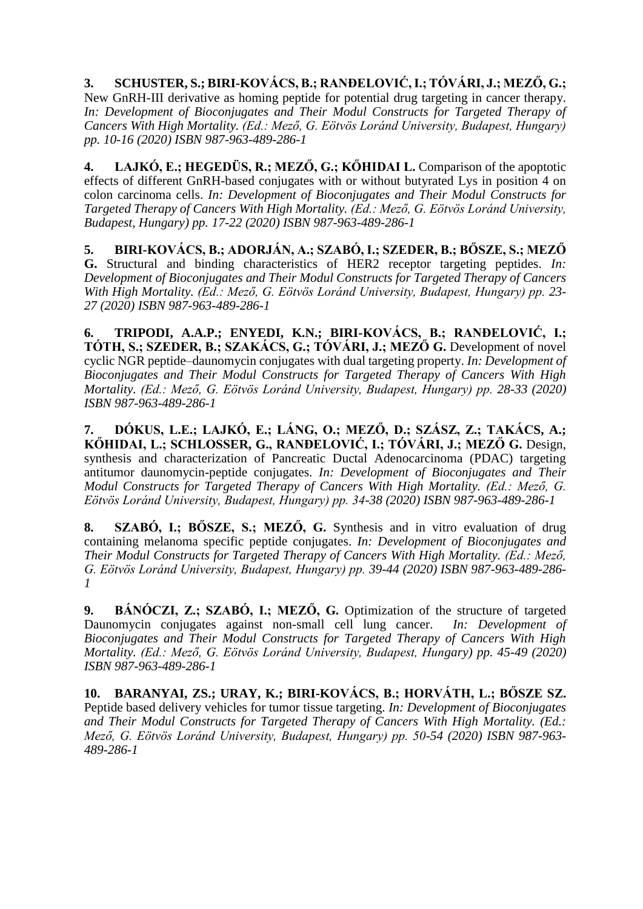**3. SCHUSTER, S.; BIRI-KOVÁCS, B.; RANĐELOVIĆ, I.; TÓVÁRI, J.; MEZŐ, G.;** New GnRH-III derivative as homing peptide for potential drug targeting in cancer therapy. *In: Development of Bioconjugates and Their Modul Constructs for Targeted Therapy of Cancers With High Mortality. (Ed.: Mező, G. Eötvös Loránd University, Budapest, Hungary) pp. 10-16 (2020) ISBN 987-963-489-286-1*

**4. LAJKÓ, E.; HEGEDÜS, R.; MEZŐ, G.; KŐHIDAI L.** Comparison of the apoptotic effects of different GnRH-based conjugates with or without butyrated Lys in position 4 on colon carcinoma cells. *In: Development of Bioconjugates and Their Modul Constructs for Targeted Therapy of Cancers With High Mortality. (Ed.: Mező, G. Eötvös Loránd University, Budapest, Hungary) pp. 17-22 (2020) ISBN 987-963-489-286-1*

**5. BIRI-KOVÁCS, B.; ADORJÁN, A.; SZABÓ, I.; SZEDER, B.; BŐSZE, S.; MEZŐ G.** Structural and binding characteristics of HER2 receptor targeting peptides. *In: Development of Bioconjugates and Their Modul Constructs for Targeted Therapy of Cancers With High Mortality. (Ed.: Mező, G. Eötvös Loránd University, Budapest, Hungary) pp. 23-27 (2020) ISBN 987-963-489-286-1*

**6. TRIPODI, A.A.P.; ENYEDI, K.N.; BIRI-KOVÁCS, B.; RANĐELOVIĆ, I.; TÓTH, S.; SZEDER, B.; SZAKÁCS, G.; TÓVÁRI, J.; MEZŐ G.** Development of novel cyclic NGR peptide–daunomycin conjugates with dual targeting property. *In: Development of Bioconjugates and Their Modul Constructs for Targeted Therapy of Cancers With High Mortality. (Ed.: Mező, G. Eötvös Loránd University, Budapest, Hungary) pp. 28-33 (2020) ISBN 987-963-489-286-1*

**7. DÓKUS, L.E.; LAJKÓ, E.; LÁNG, O.; MEZŐ, D.; SZÁSZ, Z.; TAKÁCS, A.; KŐHIDAI, L.; SCHLOSSER, G., RANĐELOVIĆ, I.; TÓVÁRI, J.; MEZŐ G.** Design, synthesis and characterization of Pancreatic Ductal Adenocarcinoma (PDAC) targeting antitumor daunomycin-peptide conjugates. *In: Development of Bioconjugates and Their Modul Constructs for Targeted Therapy of Cancers With High Mortality. (Ed.: Mező, G. Eötvös Loránd University, Budapest, Hungary) pp. 34-38 (2020) ISBN 987-963-489-286-1*

**8. SZABÓ, I.; BŐSZE, S.; MEZŐ, G.** Synthesis and in vitro evaluation of drug containing melanoma specific peptide conjugates. *In: Development of Bioconjugates and Their Modul Constructs for Targeted Therapy of Cancers With High Mortality. (Ed.: Mező, G. Eötvös Loránd University, Budapest, Hungary) pp. 39-44 (2020) ISBN 987-963-489-286-1*

**9. BÁNÓCZI, Z.; SZABÓ, I.; MEZŐ, G.** Optimization of the structure of targeted Daunomycin conjugates against non-small cell lung cancer. *In: Development of Bioconjugates and Their Modul Constructs for Targeted Therapy of Cancers With High Mortality. (Ed.: Mező, G. Eötvös Loránd University, Budapest, Hungary) pp. 45-49 (2020) ISBN 987-963-489-286-1*

**10. BARANYAI, ZS.; URAY, K.; BIRI-KOVÁCS, B.; HORVÁTH, L.; BŐSZE SZ.** Peptide based delivery vehicles for tumor tissue targeting. *In: Development of Bioconjugates and Their Modul Constructs for Targeted Therapy of Cancers With High Mortality. (Ed.: Mező, G. Eötvös Loránd University, Budapest, Hungary) pp. 50-54 (2020) ISBN 987-963-489-286-1*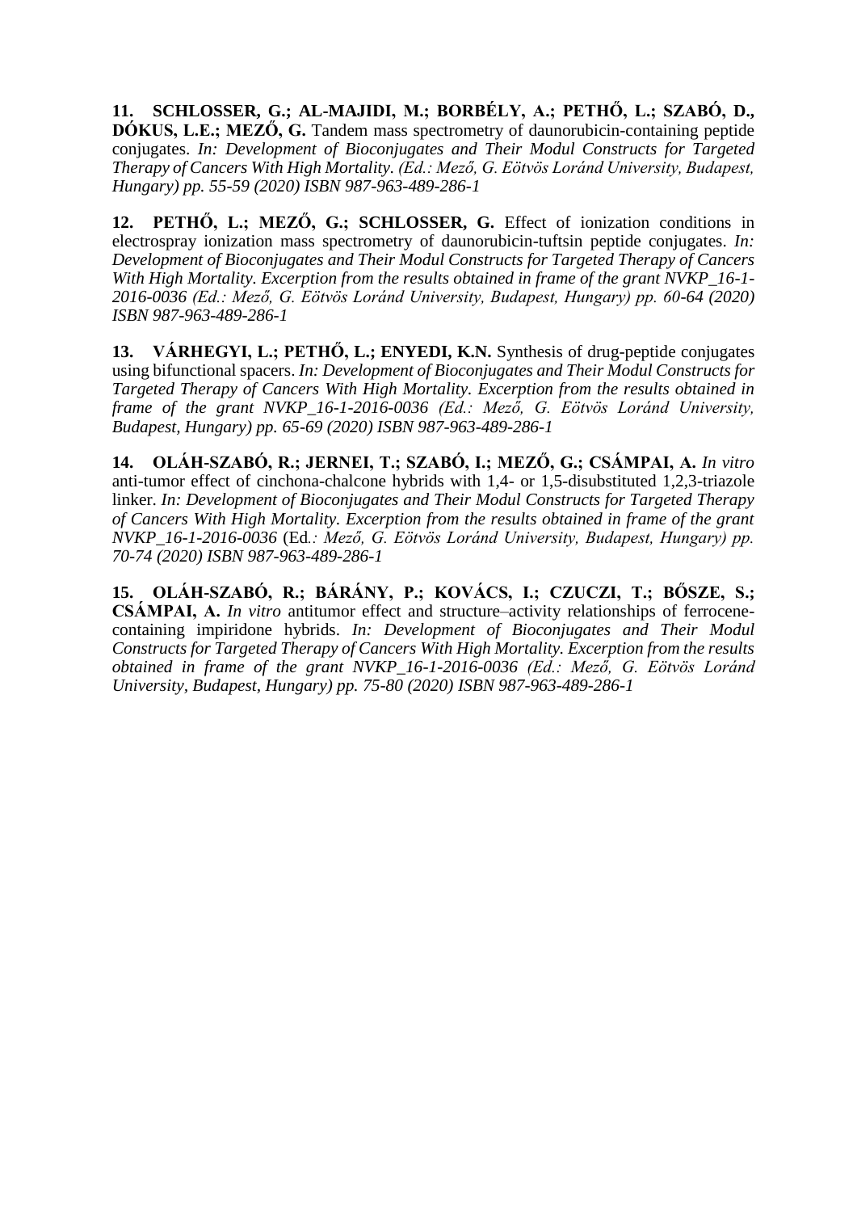**11. SCHLOSSER, G.; AL-MAJIDI, M.; BORBÉLY, A.; PETHŐ, L.; SZABÓ, D., DÓKUS, L.E.; MEZŐ, G.** Tandem mass spectrometry of daunorubicin-containing peptide conjugates. *In: Development of Bioconjugates and Their Modul Constructs for Targeted Therapy of Cancers With High Mortality. (Ed.: Mező, G. Eötvös Loránd University, Budapest, Hungary) pp. 55-59 (2020) ISBN 987-963-489-286-1*

**12. PETHŐ, L.; MEZŐ, G.; SCHLOSSER, G.** Effect of ionization conditions in electrospray ionization mass spectrometry of daunorubicin-tuftsin peptide conjugates. *In: Development of Bioconjugates and Their Modul Constructs for Targeted Therapy of Cancers With High Mortality. Excerption from the results obtained in frame of the grant NVKP_16-1-2016-0036 (Ed.: Mező, G. Eötvös Loránd University, Budapest, Hungary) pp. 60-64 (2020) ISBN 987-963-489-286-1*

**13. VÁRHEGYI, L.; PETHŐ, L.; ENYEDI, K.N.** Synthesis of drug-peptide conjugates using bifunctional spacers. *In: Development of Bioconjugates and Their Modul Constructs for Targeted Therapy of Cancers With High Mortality. Excerption from the results obtained in frame of the grant NVKP_16-1-2016-0036 (Ed.: Mező, G. Eötvös Loránd University, Budapest, Hungary) pp. 65-69 (2020) ISBN 987-963-489-286-1*

**14. OLÁH-SZABÓ, R.; JERNEI, T.; SZABÓ, I.; MEZŐ, G.; CSÁMPAI, A.** *In vitro* anti-tumor effect of cinchona-chalcone hybrids with 1,4- or 1,5-disubstituted 1,2,3-triazole linker. *In: Development of Bioconjugates and Their Modul Constructs for Targeted Therapy of Cancers With High Mortality. Excerption from the results obtained in frame of the grant NVKP_16-1-2016-0036* (Ed*.: Mező, G. Eötvös Loránd University, Budapest, Hungary) pp. 70-74 (2020) ISBN 987-963-489-286-1*

**15. OLÁH-SZABÓ, R.; BÁRÁNY, P.; KOVÁCS, I.; CZUCZI, T.; BŐSZE, S.; CSÁMPAI, A.** *In vitro* antitumor effect and structure–activity relationships of ferrocene-containing impiridone hybrids. *In: Development of Bioconjugates and Their Modul Constructs for Targeted Therapy of Cancers With High Mortality. Excerption from the results obtained in frame of the grant NVKP_16-1-2016-0036 (Ed.: Mező, G. Eötvös Loránd University, Budapest, Hungary) pp. 75-80 (2020) ISBN 987-963-489-286-1*